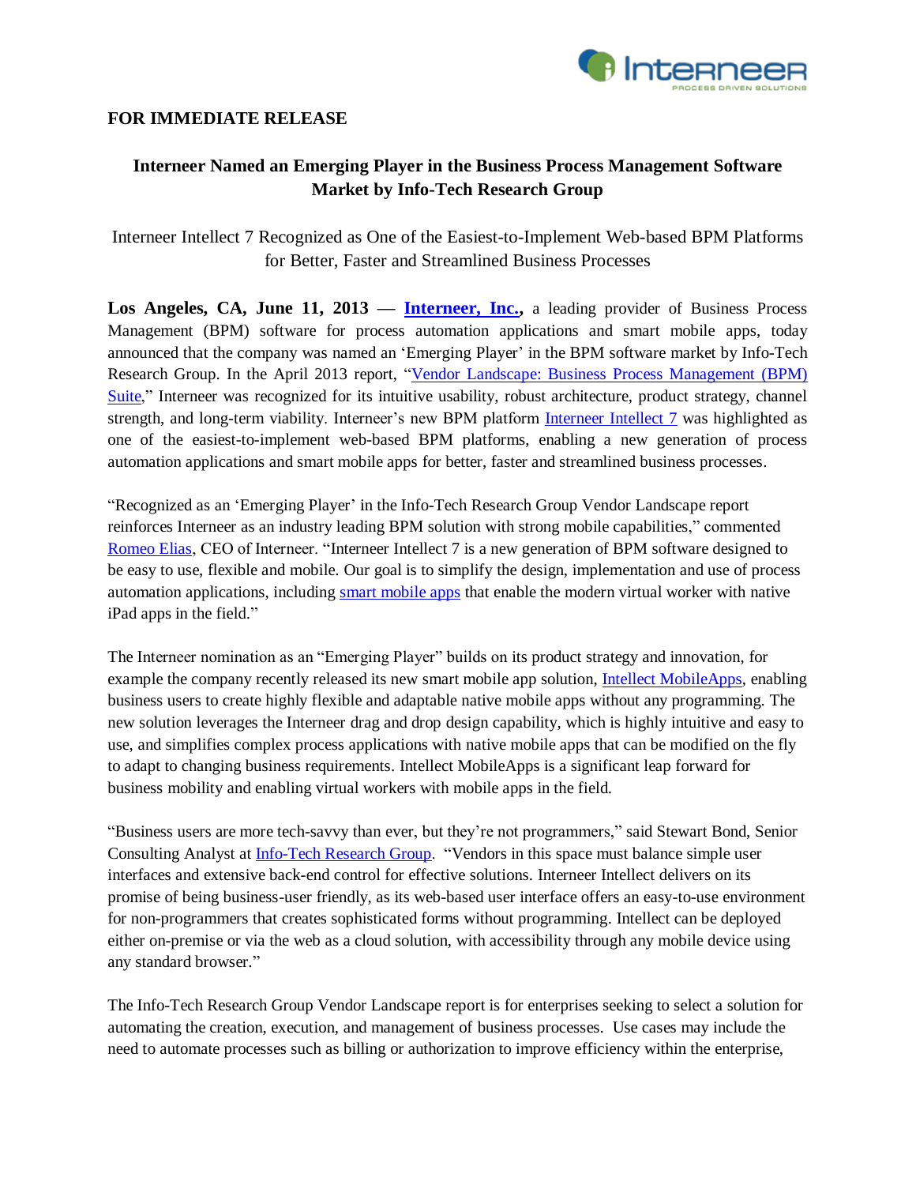**FOR IMMEDIATE RELEASE**

# Interneer Named an Emerging Player in the Business Process Management Software Market by Info-Tech Research Group

Interneer Intellect 7 Recognized as One of the Easiest-to-Implement Web-based BPM Platforms for Better, Faster and Streamlined Business Processes

**Los Angeles, CA, June 11, 2013 — Interneer, Inc.,** a leading provider of Business Process Management (BPM) software for process automation applications and smart mobile apps, today announced that the company was named an 'Emerging Player' in the BPM software market by Info-Tech Research Group. In the April 2013 report, "Vendor Landscape: Business Process Management (BPM) Suite," Interneer was recognized for its intuitive usability, robust architecture, product strategy, channel strength, and long-term viability. Interneer's new BPM platform Interneer Intellect 7 was highlighted as one of the easiest-to-implement web-based BPM platforms, enabling a new generation of process automation applications and smart mobile apps for better, faster and streamlined business processes.

"Recognized as an 'Emerging Player' in the Info-Tech Research Group Vendor Landscape report reinforces Interneer as an industry leading BPM solution with strong mobile capabilities," commented Romeo Elias, CEO of Interneer. "Interneer Intellect 7 is a new generation of BPM software designed to be easy to use, flexible and mobile. Our goal is to simplify the design, implementation and use of process automation applications, including smart mobile apps that enable the modern virtual worker with native iPad apps in the field."

The Interneer nomination as an "Emerging Player" builds on its product strategy and innovation, for example the company recently released its new smart mobile app solution, Intellect MobileApps, enabling business users to create highly flexible and adaptable native mobile apps without any programming. The new solution leverages the Interneer drag and drop design capability, which is highly intuitive and easy to use, and simplifies complex process applications with native mobile apps that can be modified on the fly to adapt to changing business requirements. Intellect MobileApps is a significant leap forward for business mobility and enabling virtual workers with mobile apps in the field.

"Business users are more tech-savvy than ever, but they're not programmers," said Stewart Bond, Senior Consulting Analyst at Info-Tech Research Group. "Vendors in this space must balance simple user interfaces and extensive back-end control for effective solutions. Interneer Intellect delivers on its promise of being business-user friendly, as its web-based user interface offers an easy-to-use environment for non-programmers that creates sophisticated forms without programming. Intellect can be deployed either on-premise or via the web as a cloud solution, with accessibility through any mobile device using any standard browser."

The Info-Tech Research Group Vendor Landscape report is for enterprises seeking to select a solution for automating the creation, execution, and management of business processes. Use cases may include the need to automate processes such as billing or authorization to improve efficiency within the enterprise,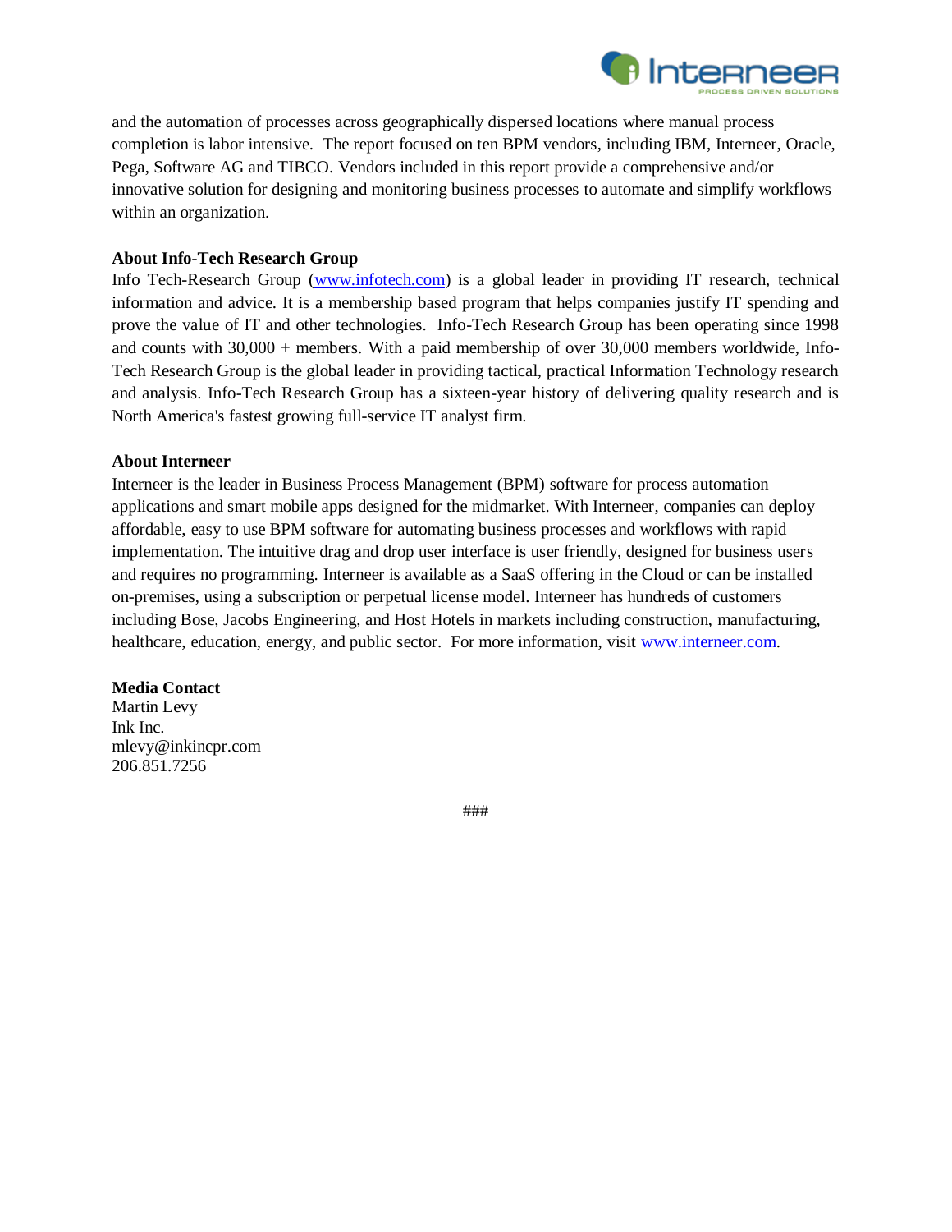and the automation of processes across geographically dispersed locations where manual process completion is labor intensive. The report focused on ten BPM vendors, including IBM, Interneer, Oracle, Pega, Software AG and TIBCO. Vendors included in this report provide a comprehensive and/or innovative solution for designing and monitoring business processes to automate and simplify workflows within an organization.

**About Info-Tech Research Group**

Info Tech-Research Group ([www.infotech.com](www.infotech.com)) is a global leader in providing IT research, technical information and advice. It is a membership based program that helps companies justify IT spending and prove the value of IT and other technologies. Info-Tech Research Group has been operating since 1998 and counts with 30,000 + members. With a paid membership of over 30,000 members worldwide, Info-Tech Research Group is the global leader in providing tactical, practical Information Technology research and analysis. Info-Tech Research Group has a sixteen-year history of delivering quality research and is North America's fastest growing full-service IT analyst firm.

**About Interneer**

Interneer is the leader in Business Process Management (BPM) software for process automation applications and smart mobile apps designed for the midmarket. With Interneer, companies can deploy affordable, easy to use BPM software for automating business processes and workflows with rapid implementation. The intuitive drag and drop user interface is user friendly, designed for business users and requires no programming. Interneer is available as a SaaS offering in the Cloud or can be installed on-premises, using a subscription or perpetual license model. Interneer has hundreds of customers including Bose, Jacobs Engineering, and Host Hotels in markets including construction, manufacturing, healthcare, education, energy, and public sector. For more information, visit [www.interneer.com](www.interneer.com).

**Media Contact**
Martin Levy
Ink Inc.
mlevy@inkincpr.com
206.851.7256

###